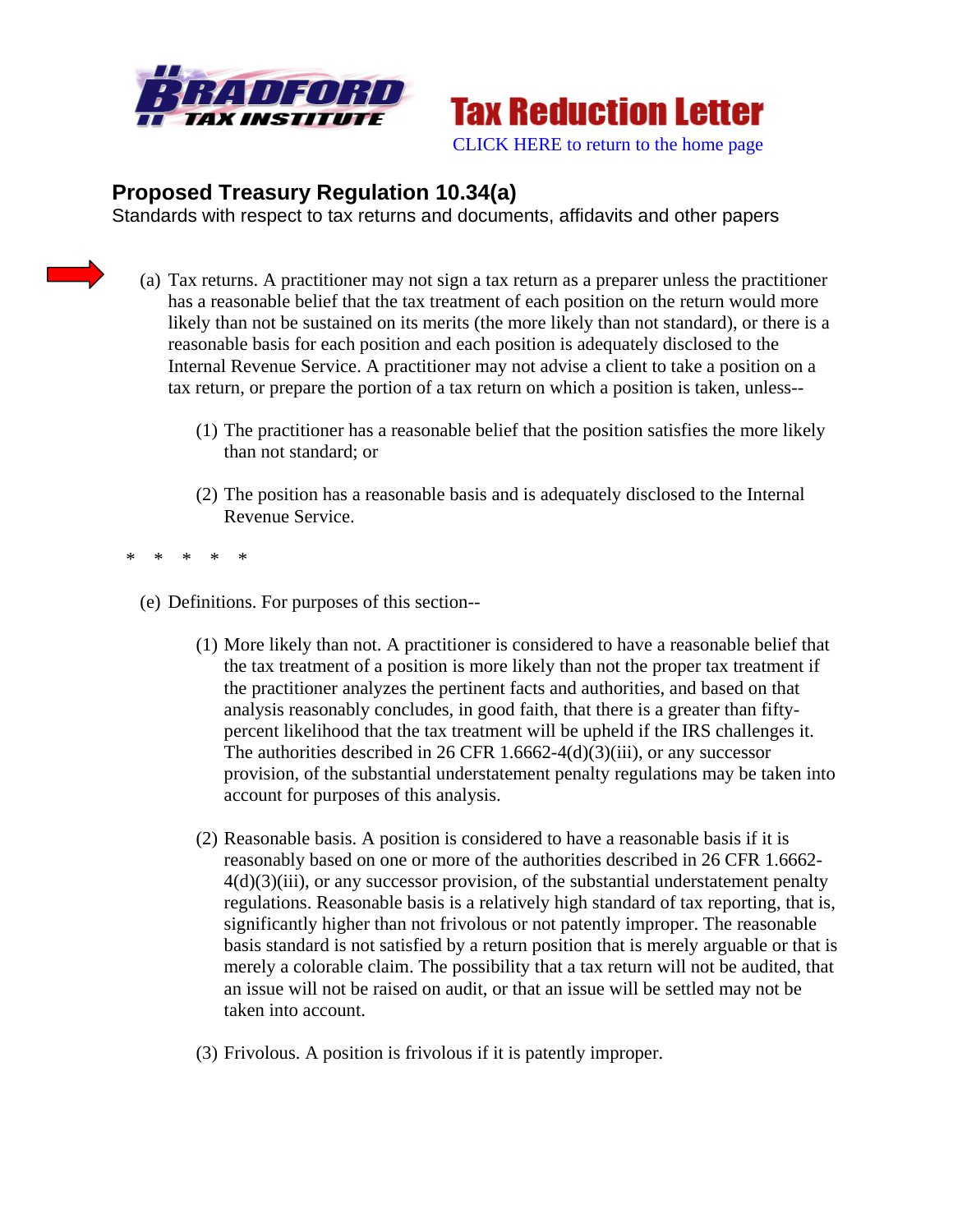Bradford Tax Institute

Tax Reduction Letter

CLICK HERE to return to the home page

## Proposed Treasury Regulation 10.34(a)

Standards with respect to tax returns and documents, affidavits and other papers

(a) Tax returns. A practitioner may not sign a tax return as a preparer unless the practitioner has a reasonable belief that the tax treatment of each position on the return would more likely than not be sustained on its merits (the more likely than not standard), or there is a reasonable basis for each position and each position is adequately disclosed to the Internal Revenue Service. A practitioner may not advise a client to take a position on a tax return, or prepare the portion of a tax return on which a position is taken, unless--

(1) The practitioner has a reasonable belief that the position satisfies the more likely than not standard; or

(2) The position has a reasonable basis and is adequately disclosed to the Internal Revenue Service.

\* \* \* \* \*

(e) Definitions. For purposes of this section--

(1) More likely than not. A practitioner is considered to have a reasonable belief that the tax treatment of a position is more likely than not the proper tax treatment if the practitioner analyzes the pertinent facts and authorities, and based on that analysis reasonably concludes, in good faith, that there is a greater than fifty-percent likelihood that the tax treatment will be upheld if the IRS challenges it. The authorities described in 26 CFR 1.6662-4(d)(3)(iii), or any successor provision, of the substantial understatement penalty regulations may be taken into account for purposes of this analysis.

(2) Reasonable basis. A position is considered to have a reasonable basis if it is reasonably based on one or more of the authorities described in 26 CFR 1.6662-4(d)(3)(iii), or any successor provision, of the substantial understatement penalty regulations. Reasonable basis is a relatively high standard of tax reporting, that is, significantly higher than not frivolous or not patently improper. The reasonable basis standard is not satisfied by a return position that is merely arguable or that is merely a colorable claim. The possibility that a tax return will not be audited, that an issue will not be raised on audit, or that an issue will be settled may not be taken into account.

(3) Frivolous. A position is frivolous if it is patently improper.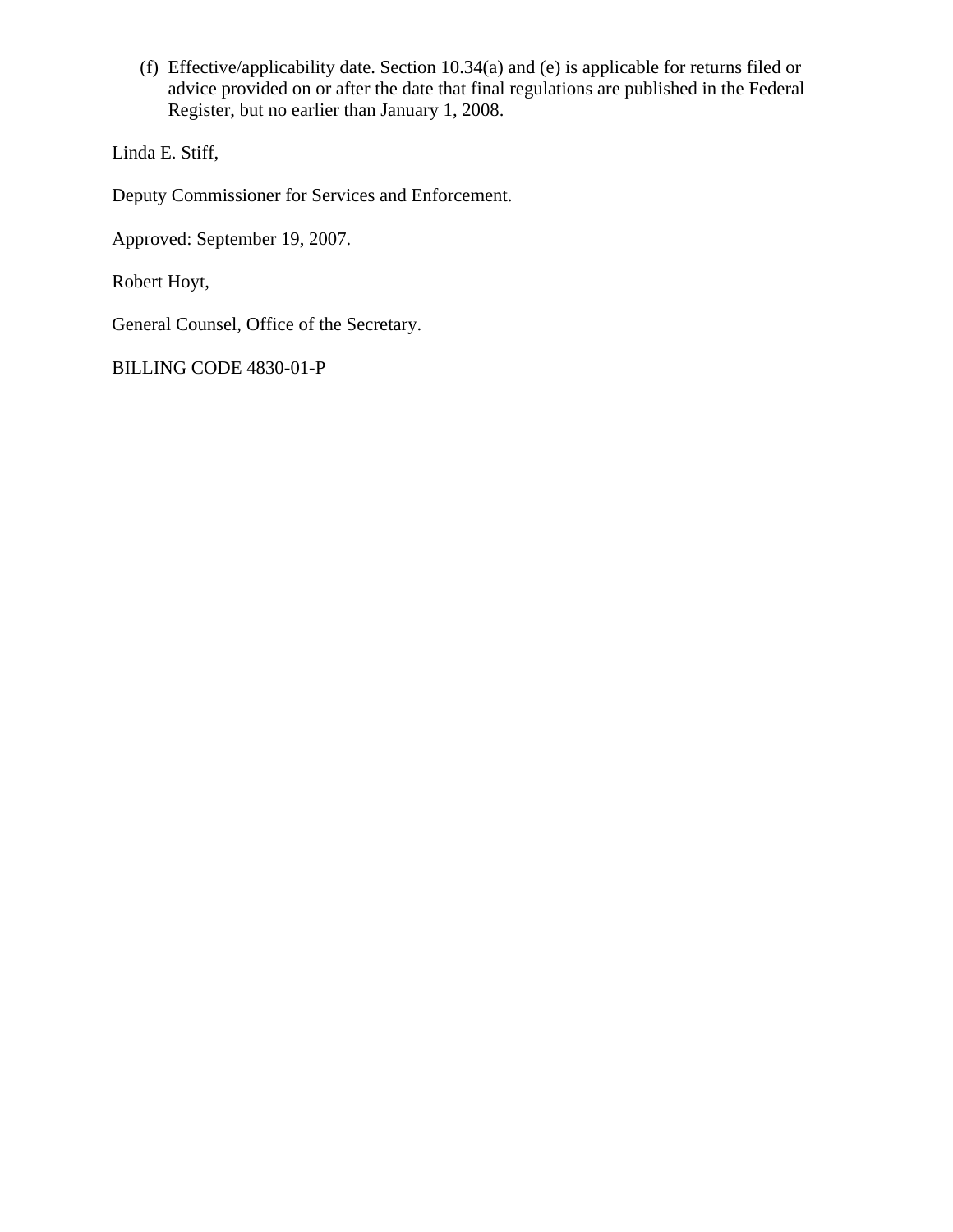(f) Effective/applicability date. Section 10.34(a) and (e) is applicable for returns filed or advice provided on or after the date that final regulations are published in the Federal Register, but no earlier than January 1, 2008.

Linda E. Stiff,

Deputy Commissioner for Services and Enforcement.

Approved: September 19, 2007.

Robert Hoyt,

General Counsel, Office of the Secretary.

BILLING CODE 4830-01-P